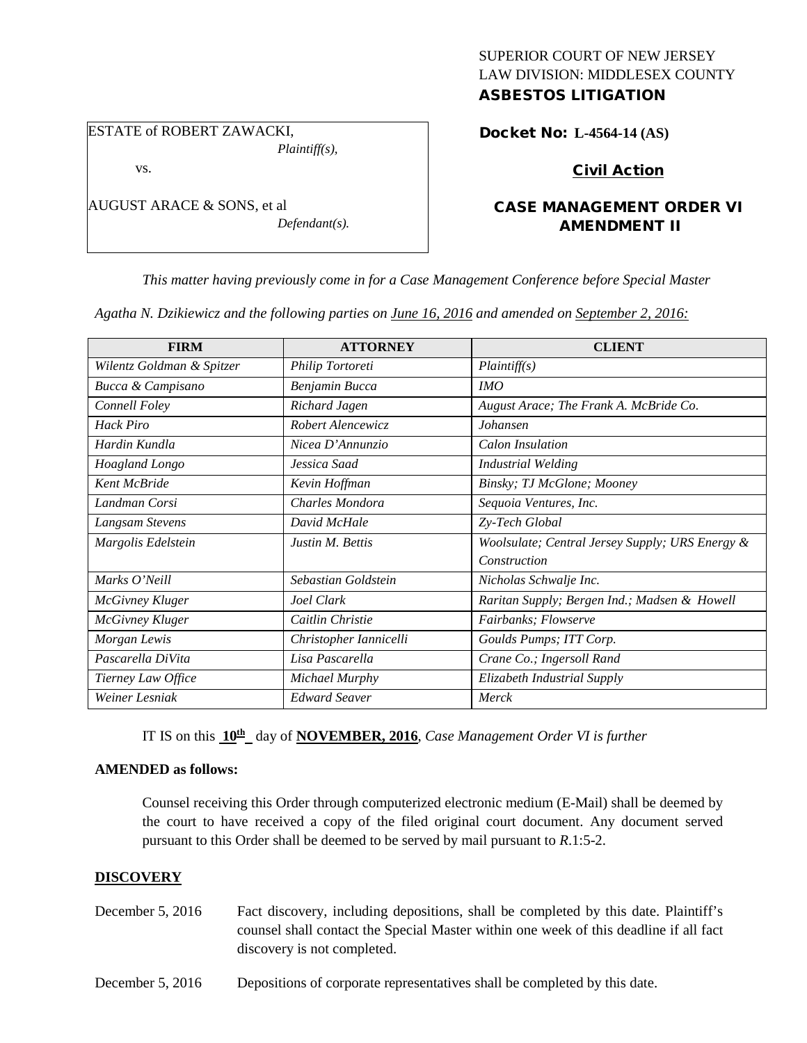SUPERIOR COURT OF NEW JERSEY
LAW DIVISION: MIDDLESEX COUNTY
**ASBESTOS LITIGATION**

ESTATE of ROBERT ZAWACKI,
*Plaintiff(s),*

vs.

AUGUST ARACE & SONS, et al
*Defendant(s).*

**Docket No: L-4564-14 (AS)**

**Civil Action**

**CASE MANAGEMENT ORDER VI AMENDMENT II**

*This matter having previously come in for a Case Management Conference before Special Master Agatha N. Dzikiewicz and the following parties on June 16, 2016 and amended on September 2, 2016:*

| FIRM | ATTORNEY | CLIENT |
|---|---|---|
| *Wilentz Goldman & Spitzer* | *Philip Tortoreti* | *Plaintiff(s)* |
| *Bucca & Campisano* | *Benjamin Bucca* | *IMO* |
| *Connell Foley* | *Richard Jagen* | *August Arace; The Frank A. McBride Co.* |
| *Hack Piro* | *Robert Alencewicz* | *Johansen* |
| *Hardin Kundla* | *Nicea D'Annunzio* | *Calon Insulation* |
| *Hoagland Longo* | *Jessica Saad* | *Industrial Welding* |
| *Kent McBride* | *Kevin Hoffman* | *Binsky; TJ McGlone; Mooney* |
| *Landman Corsi* | *Charles Mondora* | *Sequoia Ventures, Inc.* |
| *Langsam Stevens* | *David McHale* | *Zy-Tech Global* |
| *Margolis Edelstein* | *Justin M. Bettis* | *Woolsulate; Central Jersey Supply; URS Energy & Construction* |
| *Marks O'Neill* | *Sebastian Goldstein* | *Nicholas Schwalje Inc.* |
| *McGivney Kluger* | *Joel Clark* | *Raritan Supply; Bergen Ind.; Madsen & Howell* |
| *McGivney Kluger* | *Caitlin Christie* | *Fairbanks; Flowserve* |
| *Morgan Lewis* | *Christopher Iannicelli* | *Goulds Pumps; ITT Corp.* |
| *Pascarella DiVita* | *Lisa Pascarella* | *Crane Co.; Ingersoll Rand* |
| *Tierney Law Office* | *Michael Murphy* | *Elizabeth Industrial Supply* |
| *Weiner Lesniak* | *Edward Seaver* | *Merck* |

IT IS on this **10th** day of **NOVEMBER, 2016**, *Case Management Order VI is further*

**AMENDED as follows:**

Counsel receiving this Order through computerized electronic medium (E-Mail) shall be deemed by the court to have received a copy of the filed original court document. Any document served pursuant to this Order shall be deemed to be served by mail pursuant to *R*.1:5-2.

**DISCOVERY**

December 5, 2016 — Fact discovery, including depositions, shall be completed by this date. Plaintiff's counsel shall contact the Special Master within one week of this deadline if all fact discovery is not completed.

December 5, 2016 — Depositions of corporate representatives shall be completed by this date.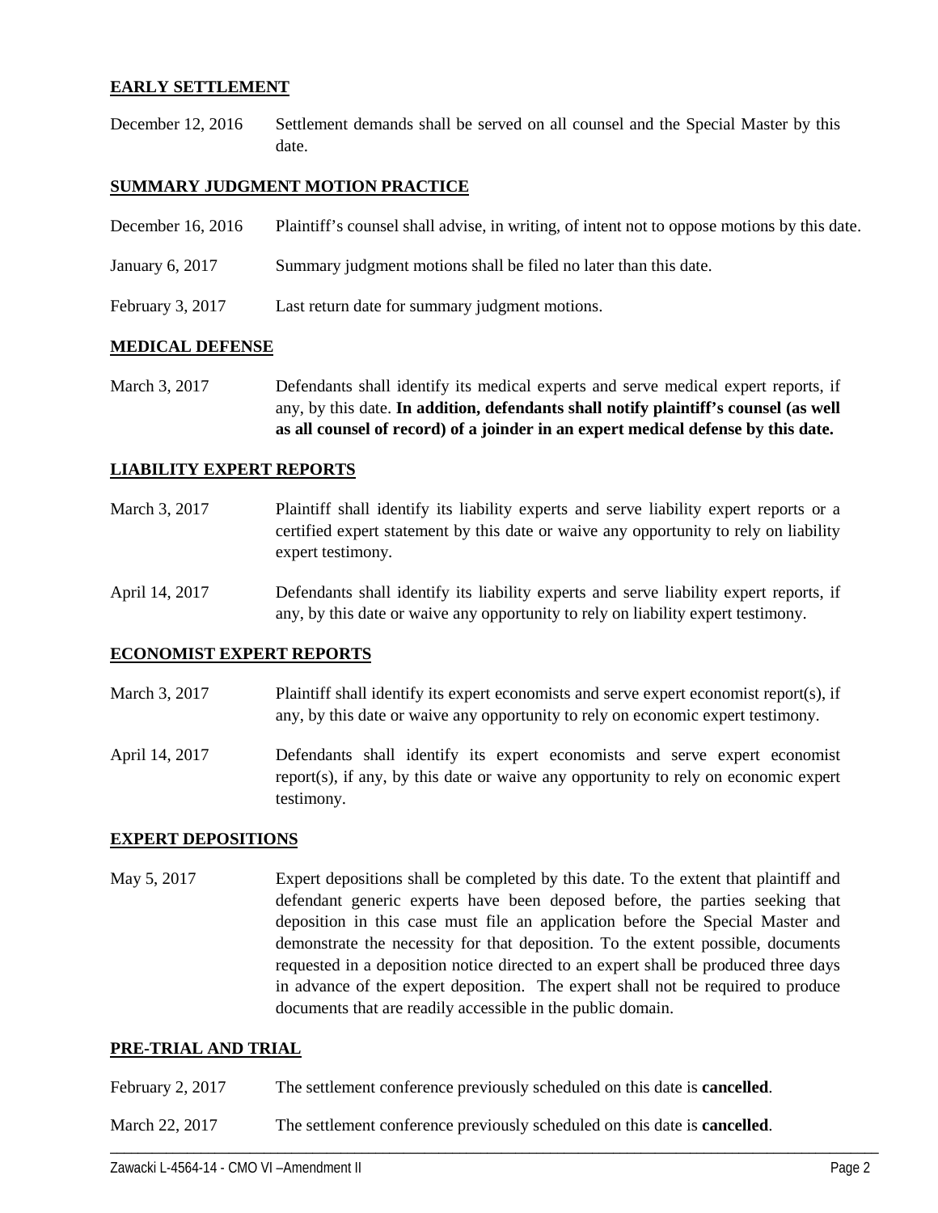**EARLY SETTLEMENT**

December 12, 2016 Settlement demands shall be served on all counsel and the Special Master by this date.

**SUMMARY JUDGMENT MOTION PRACTICE**

December 16, 2016 Plaintiff's counsel shall advise, in writing, of intent not to oppose motions by this date.

January 6, 2017 Summary judgment motions shall be filed no later than this date.

February 3, 2017 Last return date for summary judgment motions.

**MEDICAL DEFENSE**

March 3, 2017 Defendants shall identify its medical experts and serve medical expert reports, if any, by this date. **In addition, defendants shall notify plaintiff's counsel (as well as all counsel of record) of a joinder in an expert medical defense by this date.**

**LIABILITY EXPERT REPORTS**

March 3, 2017 Plaintiff shall identify its liability experts and serve liability expert reports or a certified expert statement by this date or waive any opportunity to rely on liability expert testimony.

April 14, 2017 Defendants shall identify its liability experts and serve liability expert reports, if any, by this date or waive any opportunity to rely on liability expert testimony.

**ECONOMIST EXPERT REPORTS**

March 3, 2017 Plaintiff shall identify its expert economists and serve expert economist report(s), if any, by this date or waive any opportunity to rely on economic expert testimony.

April 14, 2017 Defendants shall identify its expert economists and serve expert economist report(s), if any, by this date or waive any opportunity to rely on economic expert testimony.

**EXPERT DEPOSITIONS**

May 5, 2017 Expert depositions shall be completed by this date. To the extent that plaintiff and defendant generic experts have been deposed before, the parties seeking that deposition in this case must file an application before the Special Master and demonstrate the necessity for that deposition. To the extent possible, documents requested in a deposition notice directed to an expert shall be produced three days in advance of the expert deposition. The expert shall not be required to produce documents that are readily accessible in the public domain.

**PRE-TRIAL AND TRIAL**

February 2, 2017 The settlement conference previously scheduled on this date is **cancelled**.

March 22, 2017 The settlement conference previously scheduled on this date is **cancelled**.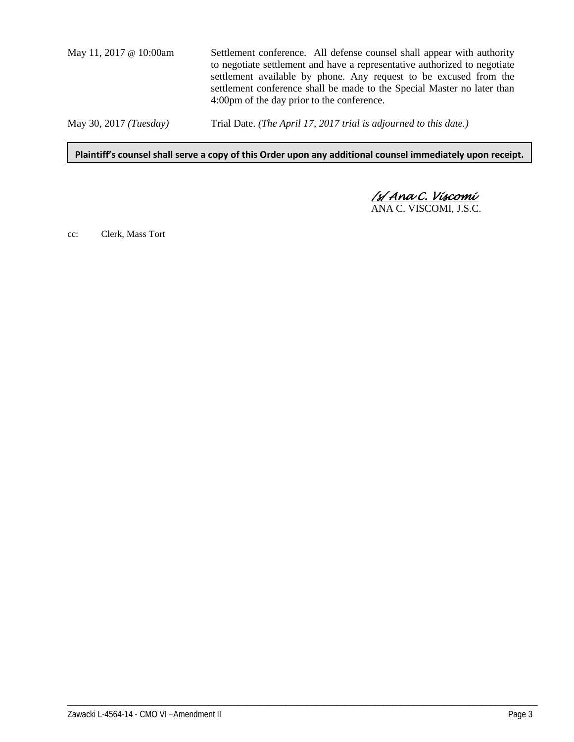| | |
|---|---|
| May 11, 2017 @ 10:00am | Settlement conference. All defense counsel shall appear with authority to negotiate settlement and have a representative authorized to negotiate settlement available by phone. Any request to be excused from the settlement conference shall be made to the Special Master no later than 4:00pm of the day prior to the conference. |
| May 30, 2017 *(Tuesday)* | Trial Date. *(The April 17, 2017 trial is adjourned to this date.)* |

**Plaintiff's counsel shall serve a copy of this Order upon any additional counsel immediately upon receipt.**

*/s/ Ana C. Viscomi*
ANA C. VISCOMI, J.S.C.

cc: Clerk, Mass Tort